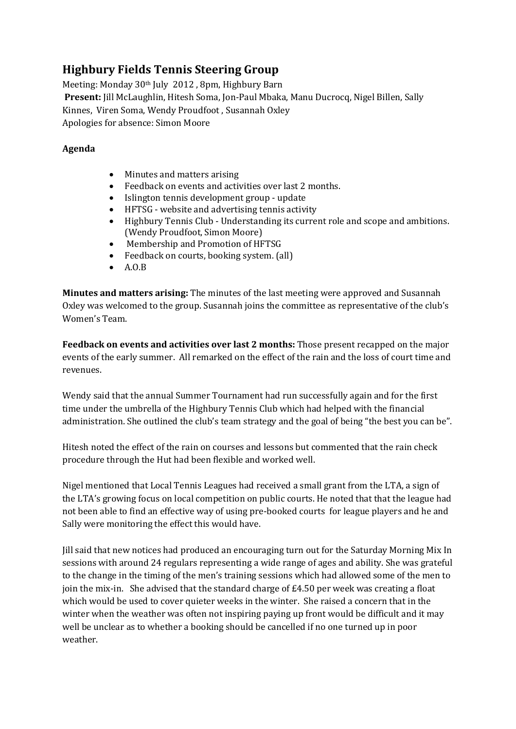# Highbury Fields Tennis Steering Group

Meeting: Monday 30th July 2012 , 8pm, Highbury Barn

**Present:** Jill McLaughlin, Hitesh Soma, Jon-Paul Mbaka, Manu Ducrocq, Nigel Billen, Sally Kinnes, Viren Soma, Wendy Proudfoot , Susannah Oxley

Apologies for absence: Simon Moore

**Agenda**

- Minutes and matters arising
- Feedback on events and activities over last 2 months.
- Islington tennis development group - update
- HFTSG - website and advertising tennis activity
- Highbury Tennis Club - Understanding its current role and scope and ambitions. (Wendy Proudfoot, Simon Moore)
- Membership and Promotion of HFTSG
- Feedback on courts, booking system. (all)
- A.O.B

**Minutes and matters arising:** The minutes of the last meeting were approved and Susannah Oxley was welcomed to the group. Susannah joins the committee as representative of the club's Women's Team.

**Feedback on events and activities over last 2 months:** Those present recapped on the major events of the early summer. All remarked on the effect of the rain and the loss of court time and revenues.

Wendy said that the annual Summer Tournament had run successfully again and for the first time under the umbrella of the Highbury Tennis Club which had helped with the financial administration. She outlined the club's team strategy and the goal of being "the best you can be".

Hitesh noted the effect of the rain on courses and lessons but commented that the rain check procedure through the Hut had been flexible and worked well.

Nigel mentioned that Local Tennis Leagues had received a small grant from the LTA, a sign of the LTA's growing focus on local competition on public courts. He noted that that the league had not been able to find an effective way of using pre-booked courts for league players and he and Sally were monitoring the effect this would have.

Jill said that new notices had produced an encouraging turn out for the Saturday Morning Mix In sessions with around 24 regulars representing a wide range of ages and ability. She was grateful to the change in the timing of the men's training sessions which had allowed some of the men to join the mix-in. She advised that the standard charge of £4.50 per week was creating a float which would be used to cover quieter weeks in the winter. She raised a concern that in the winter when the weather was often not inspiring paying up front would be difficult and it may well be unclear as to whether a booking should be cancelled if no one turned up in poor weather.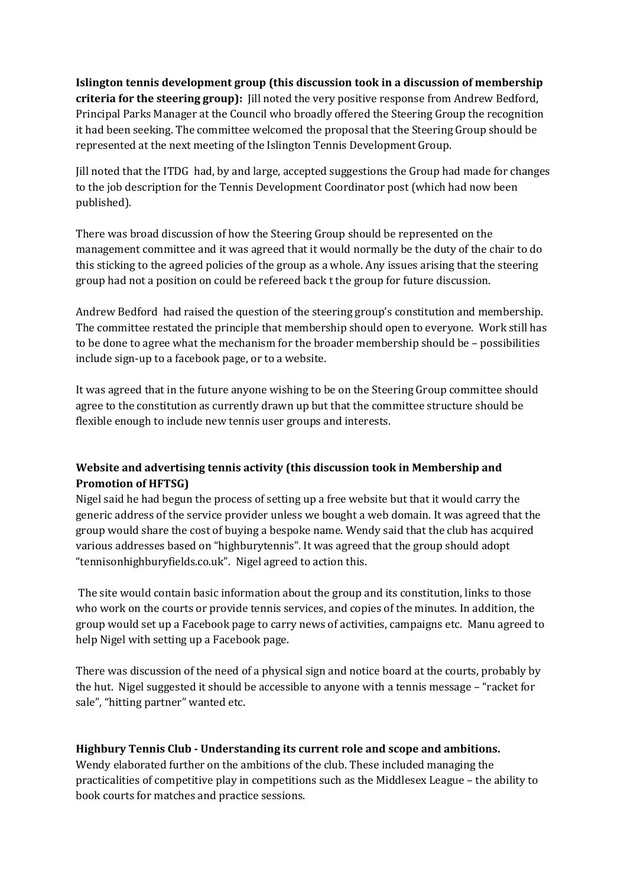**Islington tennis development group (this discussion took in a discussion of membership criteria for the steering group):** Jill noted the very positive response from Andrew Bedford, Principal Parks Manager at the Council who broadly offered the Steering Group the recognition it had been seeking. The committee welcomed the proposal that the Steering Group should be represented at the next meeting of the Islington Tennis Development Group.

Jill noted that the ITDG had, by and large, accepted suggestions the Group had made for changes to the job description for the Tennis Development Coordinator post (which had now been published).

There was broad discussion of how the Steering Group should be represented on the management committee and it was agreed that it would normally be the duty of the chair to do this sticking to the agreed policies of the group as a whole. Any issues arising that the steering group had not a position on could be refereed back t the group for future discussion.

Andrew Bedford had raised the question of the steering group's constitution and membership. The committee restated the principle that membership should open to everyone. Work still has to be done to agree what the mechanism for the broader membership should be – possibilities include sign-up to a facebook page, or to a website.

It was agreed that in the future anyone wishing to be on the Steering Group committee should agree to the constitution as currently drawn up but that the committee structure should be flexible enough to include new tennis user groups and interests.

**Website and advertising tennis activity (this discussion took in Membership and Promotion of HFTSG)**

Nigel said he had begun the process of setting up a free website but that it would carry the generic address of the service provider unless we bought a web domain. It was agreed that the group would share the cost of buying a bespoke name. Wendy said that the club has acquired various addresses based on "highburytennis". It was agreed that the group should adopt "tennisonhighburyfields.co.uk". Nigel agreed to action this.

The site would contain basic information about the group and its constitution, links to those who work on the courts or provide tennis services, and copies of the minutes. In addition, the group would set up a Facebook page to carry news of activities, campaigns etc. Manu agreed to help Nigel with setting up a Facebook page.

There was discussion of the need of a physical sign and notice board at the courts, probably by the hut. Nigel suggested it should be accessible to anyone with a tennis message – "racket for sale", "hitting partner" wanted etc.

**Highbury Tennis Club - Understanding its current role and scope and ambitions.**

Wendy elaborated further on the ambitions of the club. These included managing the practicalities of competitive play in competitions such as the Middlesex League – the ability to book courts for matches and practice sessions.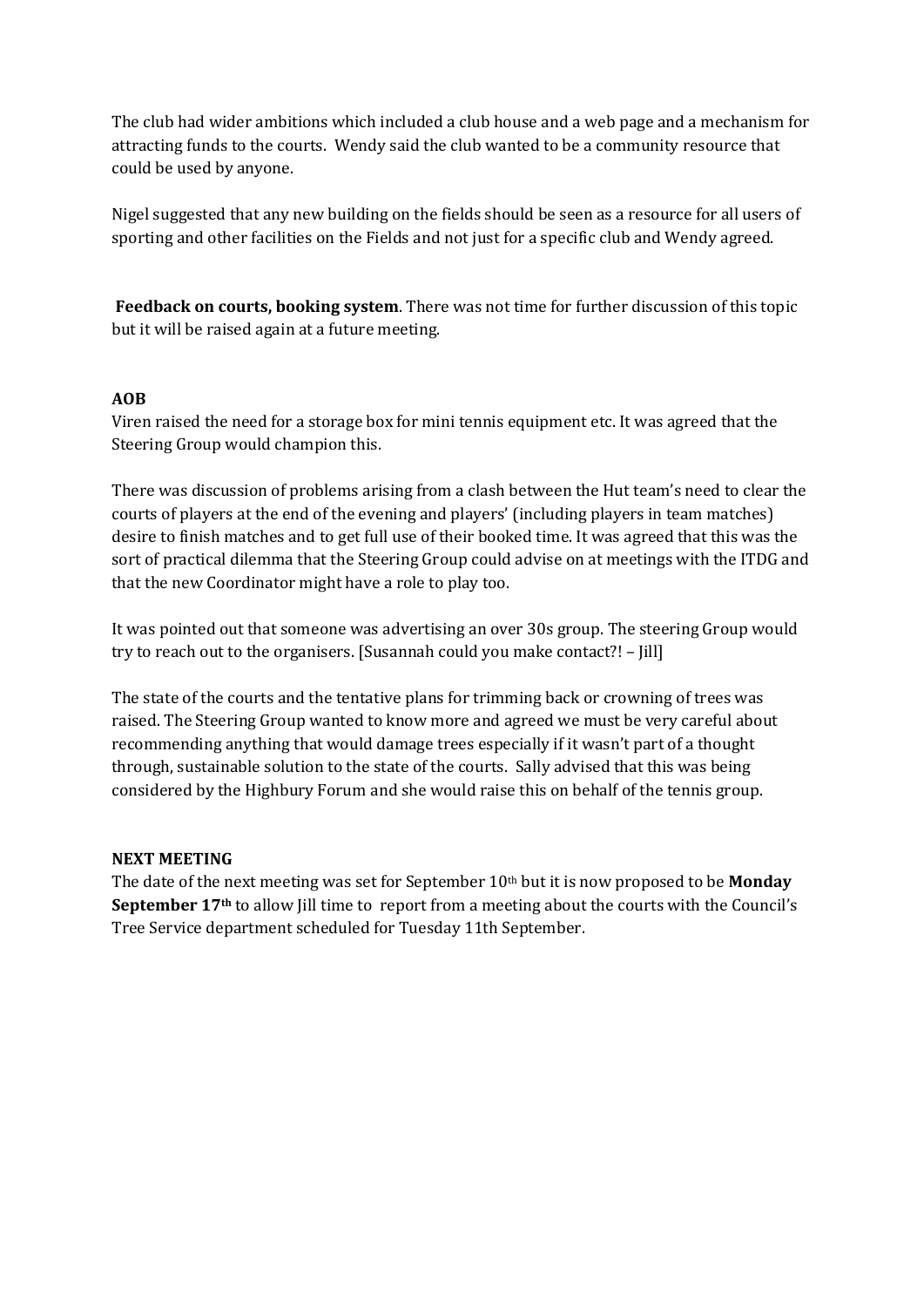The club had wider ambitions which included a club house and a web page and a mechanism for attracting funds to the courts. Wendy said the club wanted to be a community resource that could be used by anyone.

Nigel suggested that any new building on the fields should be seen as a resource for all users of sporting and other facilities on the Fields and not just for a specific club and Wendy agreed.

**Feedback on courts, booking system**. There was not time for further discussion of this topic but it will be raised again at a future meeting.

**AOB**

Viren raised the need for a storage box for mini tennis equipment etc. It was agreed that the Steering Group would champion this.

There was discussion of problems arising from a clash between the Hut team's need to clear the courts of players at the end of the evening and players' (including players in team matches) desire to finish matches and to get full use of their booked time. It was agreed that this was the sort of practical dilemma that the Steering Group could advise on at meetings with the ITDG and that the new Coordinator might have a role to play too.

It was pointed out that someone was advertising an over 30s group. The steering Group would try to reach out to the organisers. [Susannah could you make contact?! – Jill]

The state of the courts and the tentative plans for trimming back or crowning of trees was raised. The Steering Group wanted to know more and agreed we must be very careful about recommending anything that would damage trees especially if it wasn't part of a thought through, sustainable solution to the state of the courts. Sally advised that this was being considered by the Highbury Forum and she would raise this on behalf of the tennis group.

**NEXT MEETING**

The date of the next meeting was set for September 10th but it is now proposed to be **Monday September 17th** to allow Jill time to report from a meeting about the courts with the Council's Tree Service department scheduled for Tuesday 11th September.